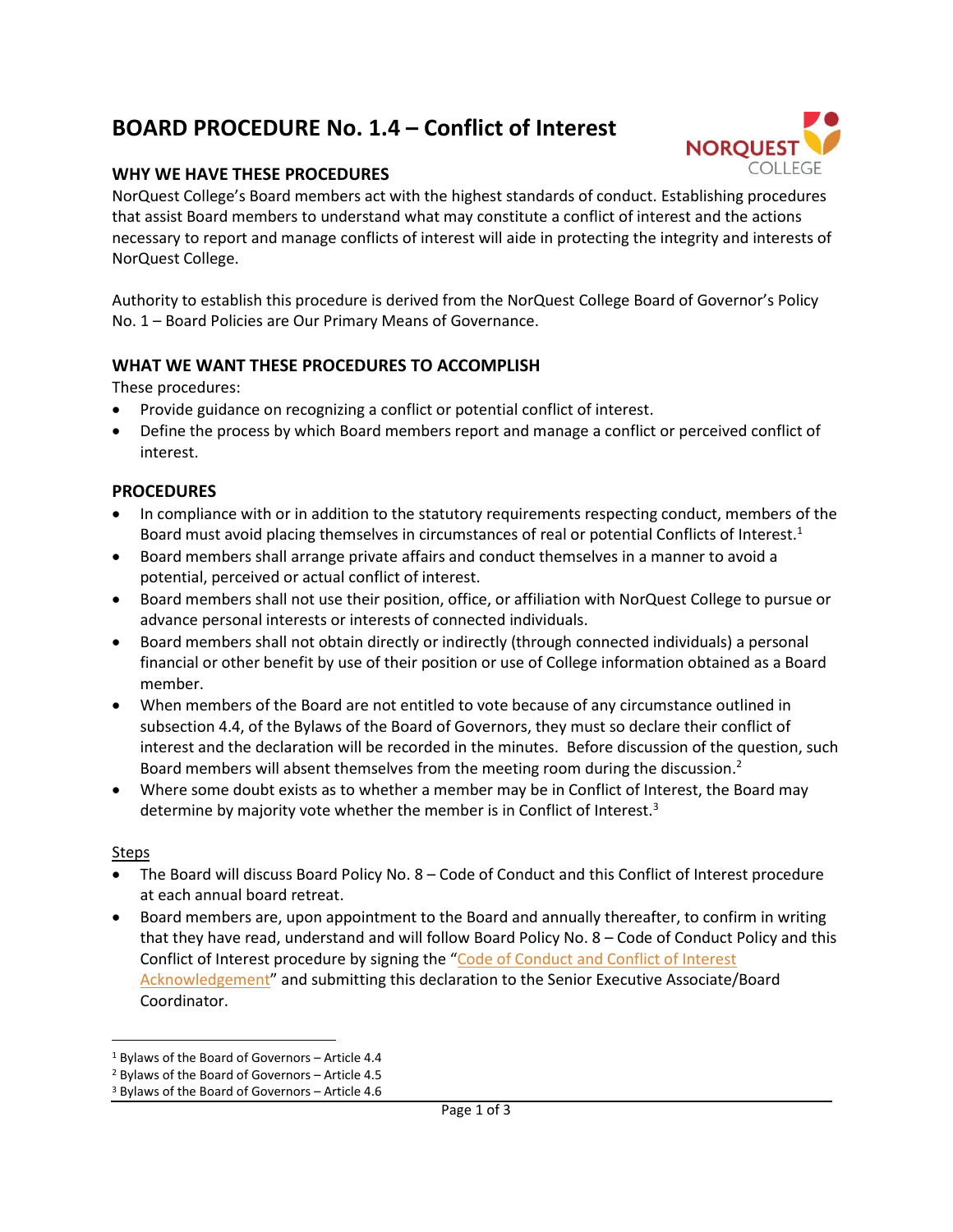# BOARD PROCEDURE No. 1.4 – Conflict of Interest

## WHY WE HAVE THESE PROCEDURES

NorQuest College's Board members act with the highest standards of conduct. Establishing procedures that assist Board members to understand what may constitute a conflict of interest and the actions necessary to report and manage conflicts of interest will aide in protecting the integrity and interests of NorQuest College.

Authority to establish this procedure is derived from the NorQuest College Board of Governor's Policy No. 1 – Board Policies are Our Primary Means of Governance.

## WHAT WE WANT THESE PROCEDURES TO ACCOMPLISH

These procedures:

- Provide guidance on recognizing a conflict or potential conflict of interest.
- Define the process by which Board members report and manage a conflict or perceived conflict of interest.

## PROCEDURES

- In compliance with or in addition to the statutory requirements respecting conduct, members of the Board must avoid placing themselves in circumstances of real or potential Conflicts of Interest.[1]
- Board members shall arrange private affairs and conduct themselves in a manner to avoid a potential, perceived or actual conflict of interest.
- Board members shall not use their position, office, or affiliation with NorQuest College to pursue or advance personal interests or interests of connected individuals.
- Board members shall not obtain directly or indirectly (through connected individuals) a personal financial or other benefit by use of their position or use of College information obtained as a Board member.
- When members of the Board are not entitled to vote because of any circumstance outlined in subsection 4.4, of the Bylaws of the Board of Governors, they must so declare their conflict of interest and the declaration will be recorded in the minutes. Before discussion of the question, such Board members will absent themselves from the meeting room during the discussion.[2]
- Where some doubt exists as to whether a member may be in Conflict of Interest, the Board may determine by majority vote whether the member is in Conflict of Interest.[3]

<u>Steps</u>

- The Board will discuss Board Policy No. 8 – Code of Conduct and this Conflict of Interest procedure at each annual board retreat.
- Board members are, upon appointment to the Board and annually thereafter, to confirm in writing that they have read, understand and will follow Board Policy No. 8 – Code of Conduct Policy and this Conflict of Interest procedure by signing the "Code of Conduct and Conflict of Interest Acknowledgement" and submitting this declaration to the Senior Executive Associate/Board Coordinator.

---

[1] Bylaws of the Board of Governors – Article 4.4
[2] Bylaws of the Board of Governors – Article 4.5
[3] Bylaws of the Board of Governors – Article 4.6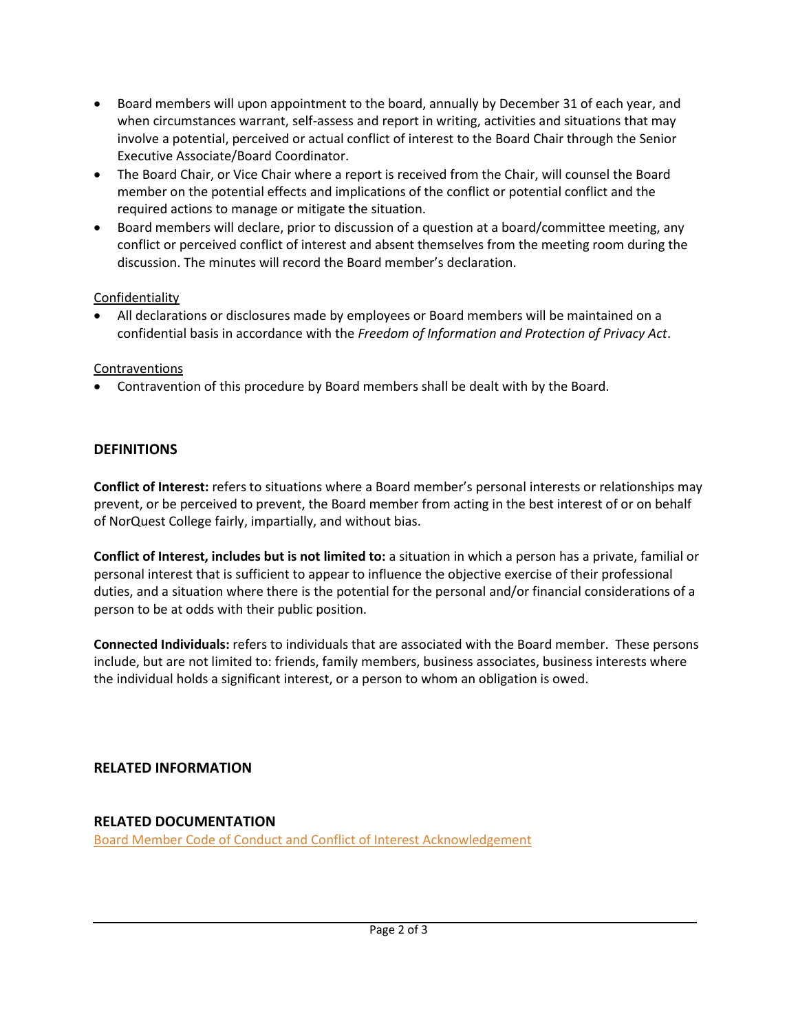- Board members will upon appointment to the board, annually by December 31 of each year, and when circumstances warrant, self-assess and report in writing, activities and situations that may involve a potential, perceived or actual conflict of interest to the Board Chair through the Senior Executive Associate/Board Coordinator.
- The Board Chair, or Vice Chair where a report is received from the Chair, will counsel the Board member on the potential effects and implications of the conflict or potential conflict and the required actions to manage or mitigate the situation.
- Board members will declare, prior to discussion of a question at a board/committee meeting, any conflict or perceived conflict of interest and absent themselves from the meeting room during the discussion. The minutes will record the Board member's declaration.

Confidentiality

- All declarations or disclosures made by employees or Board members will be maintained on a confidential basis in accordance with the *Freedom of Information and Protection of Privacy Act*.

Contraventions

- Contravention of this procedure by Board members shall be dealt with by the Board.

## DEFINITIONS

**Conflict of Interest:** refers to situations where a Board member's personal interests or relationships may prevent, or be perceived to prevent, the Board member from acting in the best interest of or on behalf of NorQuest College fairly, impartially, and without bias.

**Conflict of Interest, includes but is not limited to:** a situation in which a person has a private, familial or personal interest that is sufficient to appear to influence the objective exercise of their professional duties, and a situation where there is the potential for the personal and/or financial considerations of a person to be at odds with their public position.

**Connected Individuals:** refers to individuals that are associated with the Board member. These persons include, but are not limited to: friends, family members, business associates, business interests where the individual holds a significant interest, or a person to whom an obligation is owed.

## RELATED INFORMATION

## RELATED DOCUMENTATION

Board Member Code of Conduct and Conflict of Interest Acknowledgement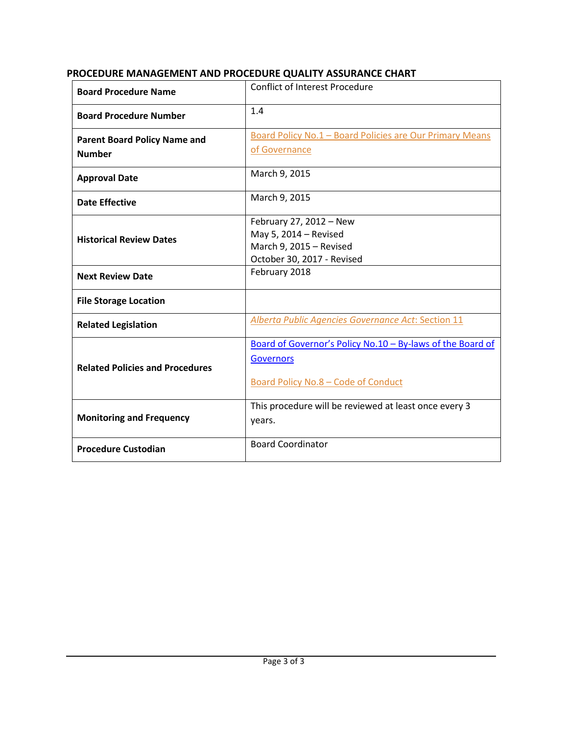**PROCEDURE MANAGEMENT AND PROCEDURE QUALITY ASSURANCE CHART**

| | |
|---|---|
| **Board Procedure Name** | Conflict of Interest Procedure |
| **Board Procedure Number** | 1.4 |
| **Parent Board Policy Name and Number** | Board Policy No.1 – Board Policies are Our Primary Means of Governance |
| **Approval Date** | March 9, 2015 |
| **Date Effective** | March 9, 2015 |
| **Historical Review Dates** | February 27, 2012 – New<br>May 5, 2014 – Revised<br>March 9, 2015 – Revised<br>October 30, 2017 - Revised |
| **Next Review Date** | February 2018 |
| **File Storage Location** | |
| **Related Legislation** | *Alberta Public Agencies Governance Act*: Section 11 |
| **Related Policies and Procedures** | Board of Governor's Policy No.10 – By-laws of the Board of Governors<br><br>Board Policy No.8 – Code of Conduct |
| **Monitoring and Frequency** | This procedure will be reviewed at least once every 3 years. |
| **Procedure Custodian** | Board Coordinator |